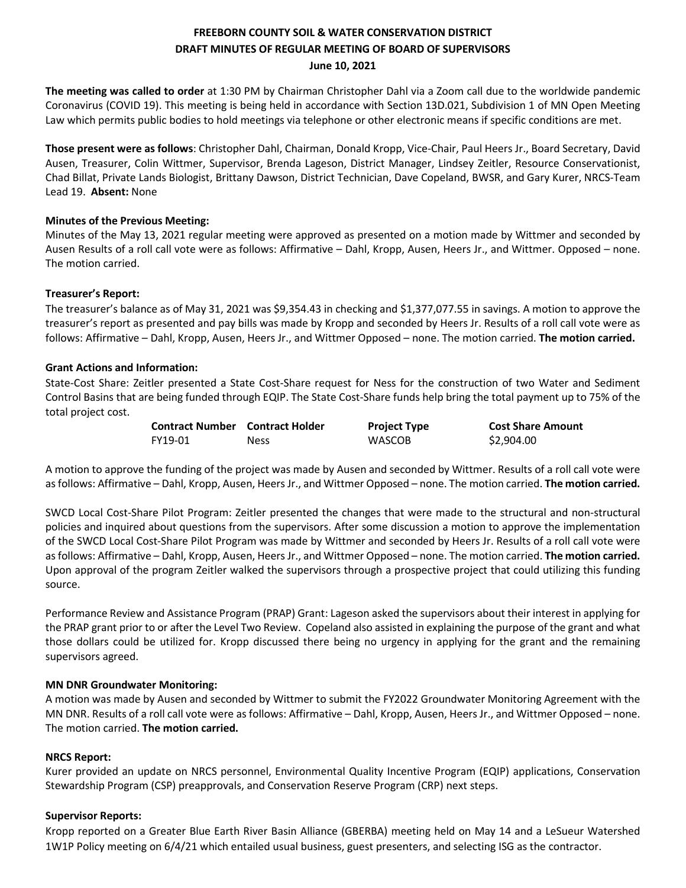# FREEBORN COUNTY SOIL & WATER CONSERVATION DISTRICT
## DRAFT MINUTES OF REGULAR MEETING OF BOARD OF SUPERVISORS
### June 10, 2021

**The meeting was called to order** at 1:30 PM by Chairman Christopher Dahl via a Zoom call due to the worldwide pandemic Coronavirus (COVID 19). This meeting is being held in accordance with Section 13D.021, Subdivision 1 of MN Open Meeting Law which permits public bodies to hold meetings via telephone or other electronic means if specific conditions are met.

**Those present were as follows**: Christopher Dahl, Chairman, Donald Kropp, Vice-Chair, Paul Heers Jr., Board Secretary, David Ausen, Treasurer, Colin Wittmer, Supervisor, Brenda Lageson, District Manager, Lindsey Zeitler, Resource Conservationist, Chad Billat, Private Lands Biologist, Brittany Dawson, District Technician, Dave Copeland, BWSR, and Gary Kurer, NRCS-Team Lead 19. **Absent:** None

**Minutes of the Previous Meeting:**
Minutes of the May 13, 2021 regular meeting were approved as presented on a motion made by Wittmer and seconded by Ausen Results of a roll call vote were as follows: Affirmative – Dahl, Kropp, Ausen, Heers Jr., and Wittmer. Opposed – none. The motion carried.

**Treasurer's Report:**
The treasurer's balance as of May 31, 2021 was $9,354.43 in checking and $1,377,077.55 in savings. A motion to approve the treasurer's report as presented and pay bills was made by Kropp and seconded by Heers Jr. Results of a roll call vote were as follows: Affirmative – Dahl, Kropp, Ausen, Heers Jr., and Wittmer Opposed – none. The motion carried. **The motion carried.**

**Grant Actions and Information:**
State-Cost Share: Zeitler presented a State Cost-Share request for Ness for the construction of two Water and Sediment Control Basins that are being funded through EQIP. The State Cost-Share funds help bring the total payment up to 75% of the total project cost.

| Contract Number | Contract Holder | Project Type | Cost Share Amount |
|---|---|---|---|
| FY19-01 | Ness | WASCOB | $2,904.00 |

A motion to approve the funding of the project was made by Ausen and seconded by Wittmer. Results of a roll call vote were as follows: Affirmative – Dahl, Kropp, Ausen, Heers Jr., and Wittmer Opposed – none. The motion carried. **The motion carried.**

SWCD Local Cost-Share Pilot Program: Zeitler presented the changes that were made to the structural and non-structural policies and inquired about questions from the supervisors. After some discussion a motion to approve the implementation of the SWCD Local Cost-Share Pilot Program was made by Wittmer and seconded by Heers Jr. Results of a roll call vote were as follows: Affirmative – Dahl, Kropp, Ausen, Heers Jr., and Wittmer Opposed – none. The motion carried. **The motion carried.** Upon approval of the program Zeitler walked the supervisors through a prospective project that could utilizing this funding source.

Performance Review and Assistance Program (PRAP) Grant: Lageson asked the supervisors about their interest in applying for the PRAP grant prior to or after the Level Two Review. Copeland also assisted in explaining the purpose of the grant and what those dollars could be utilized for. Kropp discussed there being no urgency in applying for the grant and the remaining supervisors agreed.

**MN DNR Groundwater Monitoring:**
A motion was made by Ausen and seconded by Wittmer to submit the FY2022 Groundwater Monitoring Agreement with the MN DNR. Results of a roll call vote were as follows: Affirmative – Dahl, Kropp, Ausen, Heers Jr., and Wittmer Opposed – none. The motion carried. **The motion carried.**

**NRCS Report:**
Kurer provided an update on NRCS personnel, Environmental Quality Incentive Program (EQIP) applications, Conservation Stewardship Program (CSP) preapprovals, and Conservation Reserve Program (CRP) next steps.

**Supervisor Reports:**
Kropp reported on a Greater Blue Earth River Basin Alliance (GBERBA) meeting held on May 14 and a LeSueur Watershed 1W1P Policy meeting on 6/4/21 which entailed usual business, guest presenters, and selecting ISG as the contractor.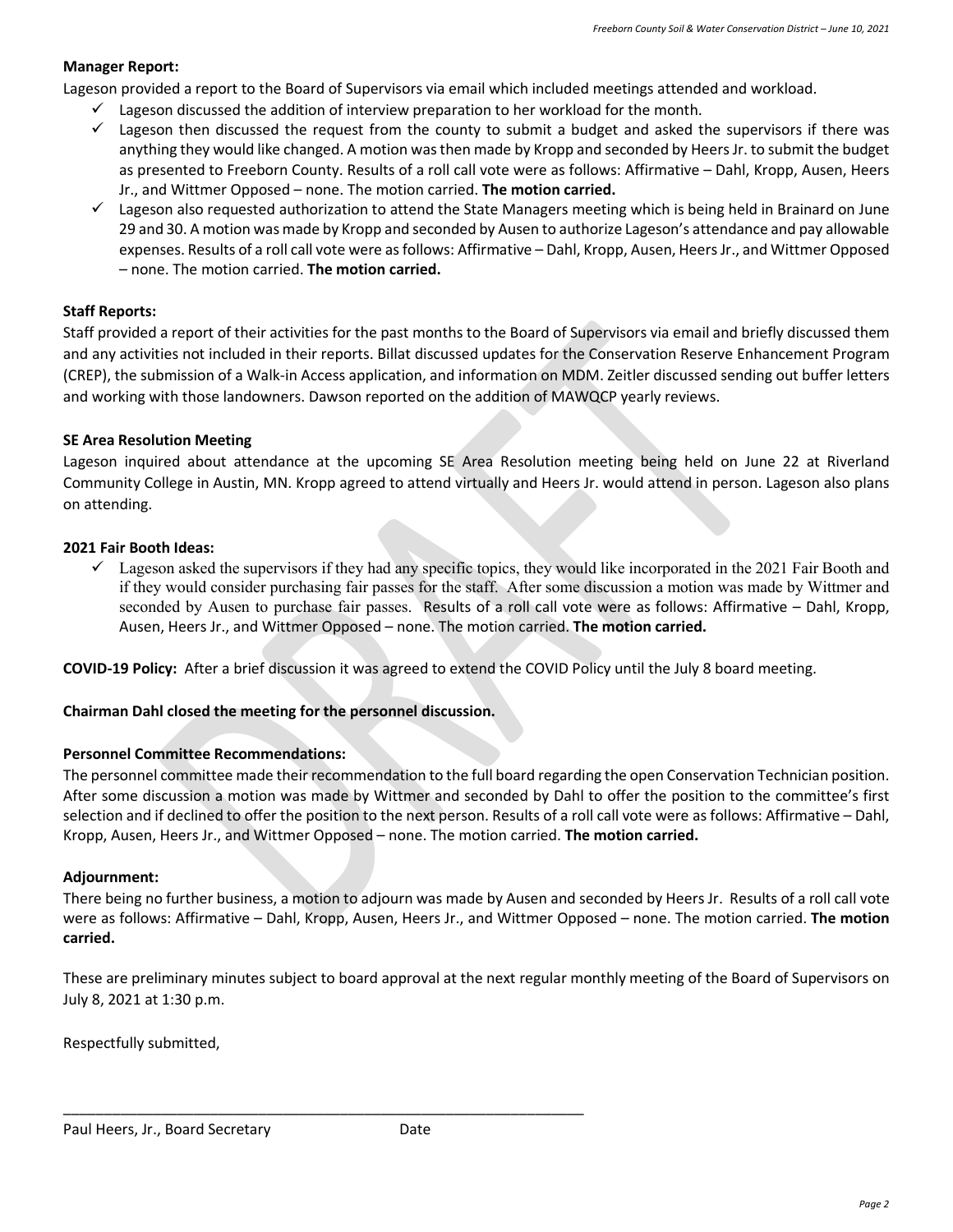**Manager Report:**

Lageson provided a report to the Board of Supervisors via email which included meetings attended and workload.

- ✓ Lageson discussed the addition of interview preparation to her workload for the month.
- ✓ Lageson then discussed the request from the county to submit a budget and asked the supervisors if there was anything they would like changed. A motion was then made by Kropp and seconded by Heers Jr. to submit the budget as presented to Freeborn County. Results of a roll call vote were as follows: Affirmative – Dahl, Kropp, Ausen, Heers Jr., and Wittmer Opposed – none. The motion carried. **The motion carried.**
- ✓ Lageson also requested authorization to attend the State Managers meeting which is being held in Brainard on June 29 and 30. A motion was made by Kropp and seconded by Ausen to authorize Lageson's attendance and pay allowable expenses. Results of a roll call vote were as follows: Affirmative – Dahl, Kropp, Ausen, Heers Jr., and Wittmer Opposed – none. The motion carried. **The motion carried.**

**Staff Reports:**

Staff provided a report of their activities for the past months to the Board of Supervisors via email and briefly discussed them and any activities not included in their reports. Billat discussed updates for the Conservation Reserve Enhancement Program (CREP), the submission of a Walk-in Access application, and information on MDM. Zeitler discussed sending out buffer letters and working with those landowners. Dawson reported on the addition of MAWQCP yearly reviews.

**SE Area Resolution Meeting**

Lageson inquired about attendance at the upcoming SE Area Resolution meeting being held on June 22 at Riverland Community College in Austin, MN. Kropp agreed to attend virtually and Heers Jr. would attend in person. Lageson also plans on attending.

**2021 Fair Booth Ideas:**

- ✓ Lageson asked the supervisors if they had any specific topics, they would like incorporated in the 2021 Fair Booth and if they would consider purchasing fair passes for the staff. After some discussion a motion was made by Wittmer and seconded by Ausen to purchase fair passes. Results of a roll call vote were as follows: Affirmative – Dahl, Kropp, Ausen, Heers Jr., and Wittmer Opposed – none. The motion carried. **The motion carried.**

**COVID-19 Policy:** After a brief discussion it was agreed to extend the COVID Policy until the July 8 board meeting.

**Chairman Dahl closed the meeting for the personnel discussion.**

**Personnel Committee Recommendations:**

The personnel committee made their recommendation to the full board regarding the open Conservation Technician position. After some discussion a motion was made by Wittmer and seconded by Dahl to offer the position to the committee's first selection and if declined to offer the position to the next person. Results of a roll call vote were as follows: Affirmative – Dahl, Kropp, Ausen, Heers Jr., and Wittmer Opposed – none. The motion carried. **The motion carried.**

**Adjournment:**

There being no further business, a motion to adjourn was made by Ausen and seconded by Heers Jr. Results of a roll call vote were as follows: Affirmative – Dahl, Kropp, Ausen, Heers Jr., and Wittmer Opposed – none. The motion carried. **The motion carried.**

These are preliminary minutes subject to board approval at the next regular monthly meeting of the Board of Supervisors on July 8, 2021 at 1:30 p.m.

Respectfully submitted,

_______________________________________________________________

Paul Heers, Jr., Board Secretary                    Date